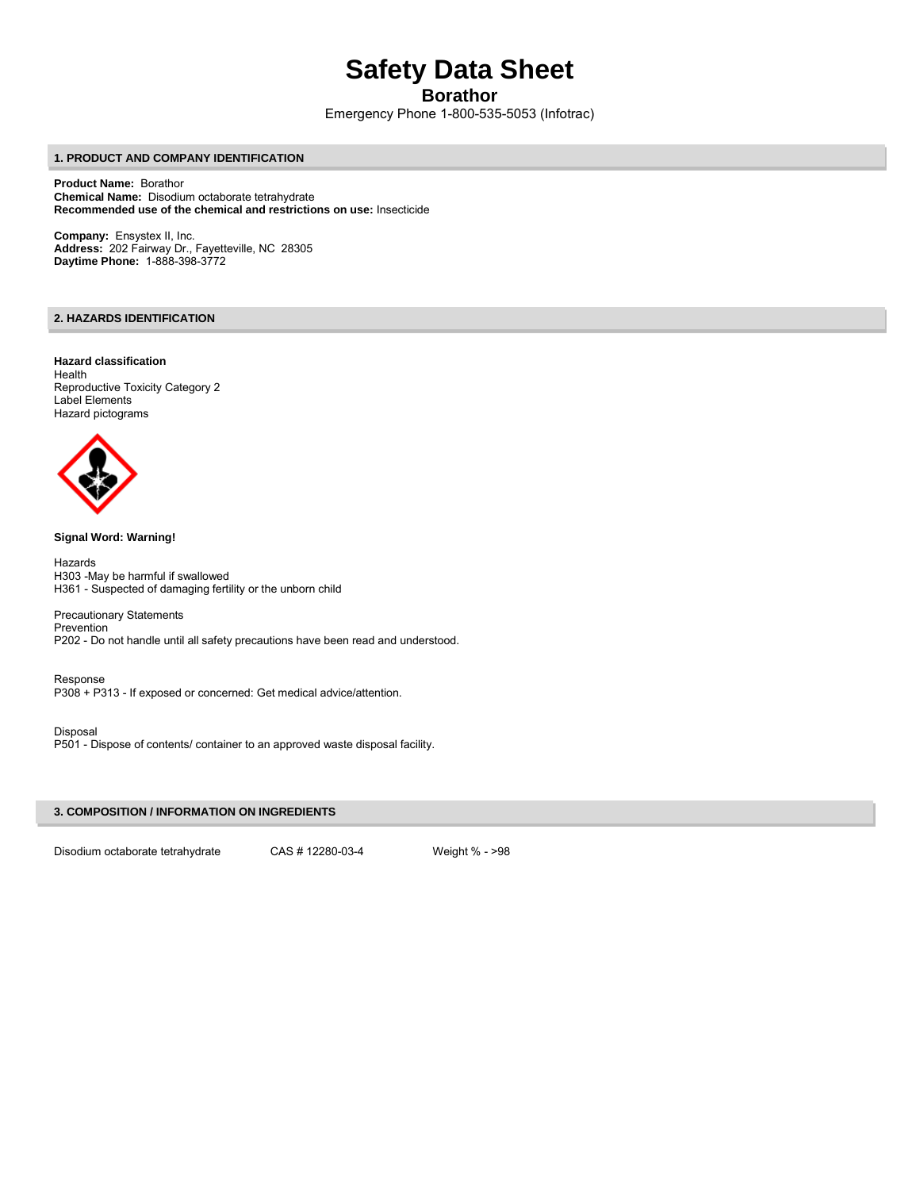# Safety Data Sheet

## Borathor

Emergency Phone 1-800-535-5053 (Infotrac)

### 1. PRODUCT AND COMPANY IDENTIFICATION

**Product Name:** Borathor
**Chemical Name:** Disodium octaborate tetrahydrate
**Recommended use of the chemical and restrictions on use:** Insecticide

**Company:** Ensystex II, Inc.
**Address:** 202 Fairway Dr., Fayetteville, NC 28305
**Daytime Phone:** 1-888-398-3772

### 2. HAZARDS IDENTIFICATION

**Hazard classification**
Health
Reproductive Toxicity Category 2
Label Elements
Hazard pictograms

**Signal Word: Warning!**

Hazards
H303 -May be harmful if swallowed
H361 - Suspected of damaging fertility or the unborn child

Precautionary Statements
Prevention
P202 - Do not handle until all safety precautions have been read and understood.

Response
P308 + P313 - If exposed or concerned: Get medical advice/attention.

Disposal
P501 - Dispose of contents/ container to an approved waste disposal facility.

### 3. COMPOSITION / INFORMATION ON INGREDIENTS

| Disodium octaborate tetrahydrate | CAS # 12280-03-4 | Weight % - >98 |
|---|---|---|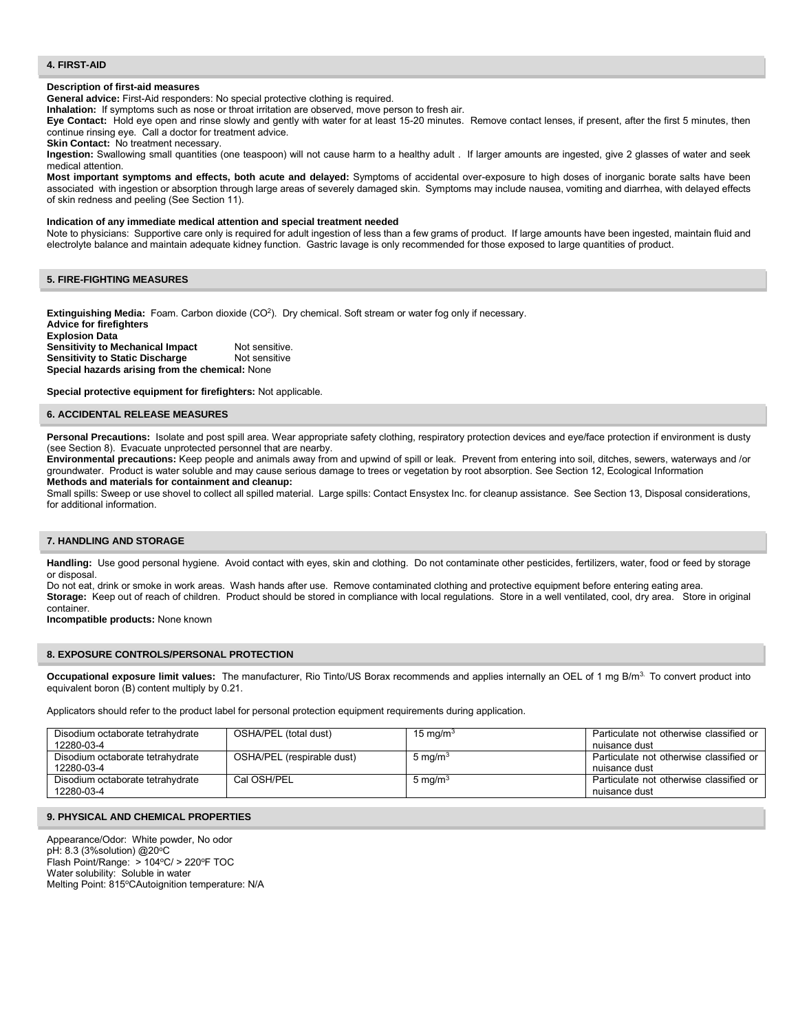## 4. FIRST-AID

**Description of first-aid measures**

**General advice:** First-Aid responders: No special protective clothing is required.

**Inhalation:** If symptoms such as nose or throat irritation are observed, move person to fresh air.

**Eye Contact:** Hold eye open and rinse slowly and gently with water for at least 15-20 minutes. Remove contact lenses, if present, after the first 5 minutes, then continue rinsing eye. Call a doctor for treatment advice.

**Skin Contact:** No treatment necessary.

**Ingestion:** Swallowing small quantities (one teaspoon) will not cause harm to a healthy adult . If larger amounts are ingested, give 2 glasses of water and seek medical attention.

**Most important symptoms and effects, both acute and delayed:** Symptoms of accidental over-exposure to high doses of inorganic borate salts have been associated with ingestion or absorption through large areas of severely damaged skin. Symptoms may include nausea, vomiting and diarrhea, with delayed effects of skin redness and peeling (See Section 11).

**Indication of any immediate medical attention and special treatment needed**

Note to physicians: Supportive care only is required for adult ingestion of less than a few grams of product. If large amounts have been ingested, maintain fluid and electrolyte balance and maintain adequate kidney function. Gastric lavage is only recommended for those exposed to large quantities of product.

## 5. FIRE-FIGHTING MEASURES

**Extinguishing Media:** Foam. Carbon dioxide ($CO^2$). Dry chemical. Soft stream or water fog only if necessary.

**Advice for firefighters**

**Explosion Data**

**Sensitivity to Mechanical Impact** Not sensitive.

**Sensitivity to Static Discharge** Not sensitive

**Special hazards arising from the chemical:** None

**Special protective equipment for firefighters:** Not applicable.

## 6. ACCIDENTAL RELEASE MEASURES

**Personal Precautions:** Isolate and post spill area. Wear appropriate safety clothing, respiratory protection devices and eye/face protection if environment is dusty (see Section 8). Evacuate unprotected personnel that are nearby.

**Environmental precautions:** Keep people and animals away from and upwind of spill or leak. Prevent from entering into soil, ditches, sewers, waterways and /or groundwater. Product is water soluble and may cause serious damage to trees or vegetation by root absorption. See Section 12, Ecological Information

**Methods and materials for containment and cleanup:**

Small spills: Sweep or use shovel to collect all spilled material. Large spills: Contact Ensystex Inc. for cleanup assistance. See Section 13, Disposal considerations, for additional information.

## 7. HANDLING AND STORAGE

**Handling:** Use good personal hygiene. Avoid contact with eyes, skin and clothing. Do not contaminate other pesticides, fertilizers, water, food or feed by storage or disposal.

Do not eat, drink or smoke in work areas. Wash hands after use. Remove contaminated clothing and protective equipment before entering eating area.

**Storage:** Keep out of reach of children. Product should be stored in compliance with local regulations. Store in a well ventilated, cool, dry area. Store in original container.

**Incompatible products:** None known

## 8. EXPOSURE CONTROLS/PERSONAL PROTECTION

**Occupational exposure limit values:** The manufacturer, Rio Tinto/US Borax recommends and applies internally an OEL of 1 mg B/m$^3$. To convert product into equivalent boron (B) content multiply by 0.21.

Applicators should refer to the product label for personal protection equipment requirements during application.

| | | | |
|---|---|---|---|
| Disodium octaborate tetrahydrate 12280-03-4 | OSHA/PEL (total dust) | 15 mg/m$^3$ | Particulate not otherwise classified or nuisance dust |
| Disodium octaborate tetrahydrate 12280-03-4 | OSHA/PEL (respirable dust) | 5 mg/m$^3$ | Particulate not otherwise classified or nuisance dust |
| Disodium octaborate tetrahydrate 12280-03-4 | Cal OSH/PEL | 5 mg/m$^3$ | Particulate not otherwise classified or nuisance dust |

## 9. PHYSICAL AND CHEMICAL PROPERTIES

Appearance/Odor: White powder, No odor

pH: 8.3 (3%solution) @20°C

Flash Point/Range: > 104°C/ > 220°F TOC

Water solubility: Soluble in water

Melting Point: 815°CAutoignition temperature: N/A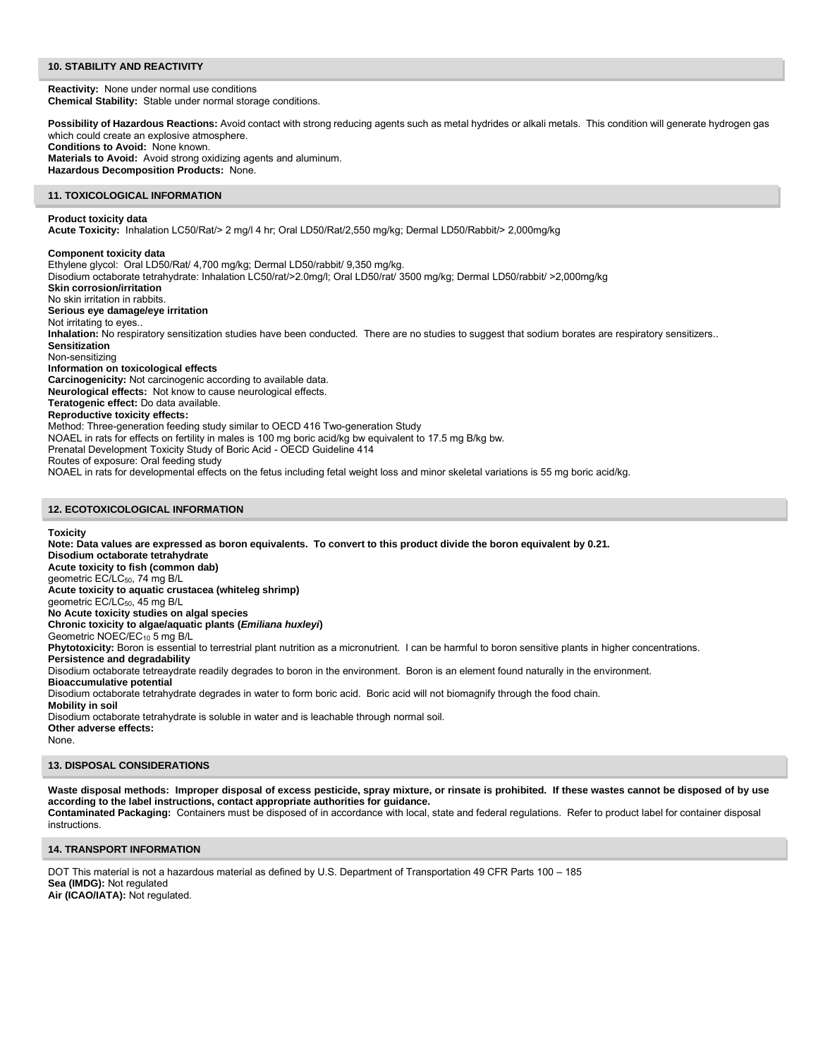## 10. STABILITY AND REACTIVITY

**Reactivity:** None under normal use conditions
**Chemical Stability:** Stable under normal storage conditions.

**Possibility of Hazardous Reactions:** Avoid contact with strong reducing agents such as metal hydrides or alkali metals. This condition will generate hydrogen gas which could create an explosive atmosphere.
**Conditions to Avoid:** None known.
**Materials to Avoid:** Avoid strong oxidizing agents and aluminum.
**Hazardous Decomposition Products:** None.

## 11. TOXICOLOGICAL INFORMATION

**Product toxicity data**
**Acute Toxicity:** Inhalation LC50/Rat/> 2 mg/l 4 hr; Oral LD50/Rat/2,550 mg/kg; Dermal LD50/Rabbit/> 2,000mg/kg

**Component toxicity data**
Ethylene glycol: Oral LD50/Rat/ 4,700 mg/kg; Dermal LD50/rabbit/ 9,350 mg/kg.
Disodium octaborate tetrahydrate: Inhalation LC50/rat/>2.0mg/l; Oral LD50/rat/ 3500 mg/kg; Dermal LD50/rabbit/ >2,000mg/kg
**Skin corrosion/irritation**
No skin irritation in rabbits.
**Serious eye damage/eye irritation**
Not irritating to eyes..
**Inhalation:** No respiratory sensitization studies have been conducted. There are no studies to suggest that sodium borates are respiratory sensitizers..
**Sensitization**
Non-sensitizing
**Information on toxicological effects**
**Carcinogenicity:** Not carcinogenic according to available data.
**Neurological effects:** Not know to cause neurological effects.
**Teratogenic effect:** Do data available.
**Reproductive toxicity effects:**
Method: Three-generation feeding study similar to OECD 416 Two-generation Study
NOAEL in rats for effects on fertility in males is 100 mg boric acid/kg bw equivalent to 17.5 mg B/kg bw.
Prenatal Development Toxicity Study of Boric Acid - OECD Guideline 414
Routes of exposure: Oral feeding study
NOAEL in rats for developmental effects on the fetus including fetal weight loss and minor skeletal variations is 55 mg boric acid/kg.

## 12. ECOTOXICOLOGICAL INFORMATION

**Toxicity**
**Note: Data values are expressed as boron equivalents. To convert to this product divide the boron equivalent by 0.21.**
**Disodium octaborate tetrahydrate**
**Acute toxicity to fish (common dab)**
geometric EC/$LC_{50}$, 74 mg B/L
**Acute toxicity to aquatic crustacea (whiteleg shrimp)**
geometric EC/$LC_{50}$, 45 mg B/L
**No Acute toxicity studies on algal species**
**Chronic toxicity to algae/aquatic plants (*Emiliana huxleyi*)**
Geometric NOEC/$EC_{10}$ 5 mg B/L
**Phytotoxicity:** Boron is essential to terrestrial plant nutrition as a micronutrient. I can be harmful to boron sensitive plants in higher concentrations.
**Persistence and degradability**
Disodium octaborate tetreaydrate readily degrades to boron in the environment. Boron is an element found naturally in the environment.
**Bioaccumulative potential**
Disodium octaborate tetrahydrate degrades in water to form boric acid. Boric acid will not biomagnify through the food chain.
**Mobility in soil**
Disodium octaborate tetrahydrate is soluble in water and is leachable through normal soil.
**Other adverse effects:**
None.

## 13. DISPOSAL CONSIDERATIONS

**Waste disposal methods: Improper disposal of excess pesticide, spray mixture, or rinsate is prohibited. If these wastes cannot be disposed of by use according to the label instructions, contact appropriate authorities for guidance.**
**Contaminated Packaging:** Containers must be disposed of in accordance with local, state and federal regulations. Refer to product label for container disposal instructions.

## 14. TRANSPORT INFORMATION

DOT This material is not a hazardous material as defined by U.S. Department of Transportation 49 CFR Parts 100 – 185
**Sea (IMDG):** Not regulated
**Air (ICAO/IATA):** Not regulated.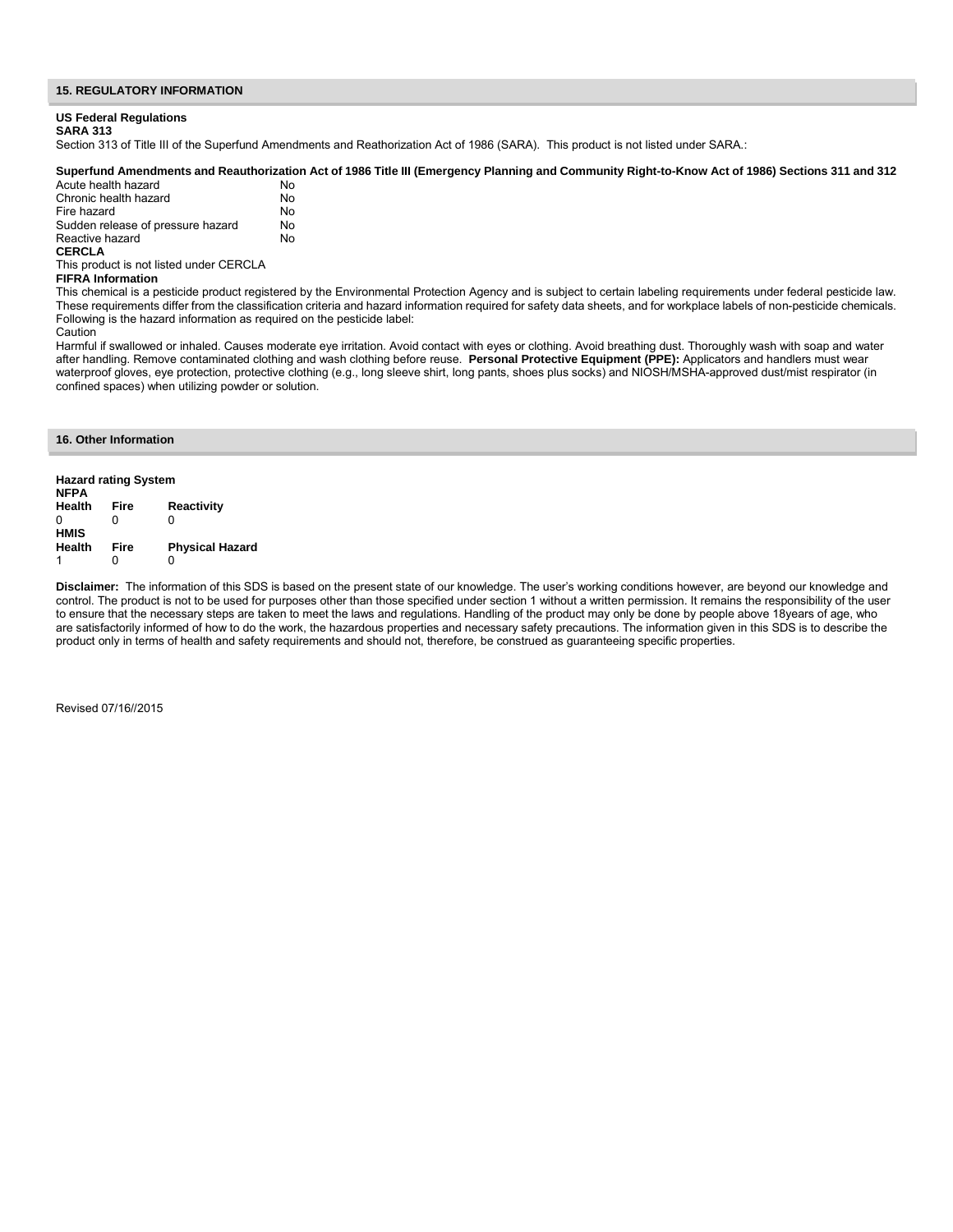## 15. REGULATORY INFORMATION

**US Federal Regulations**

**SARA 313**

Section 313 of Title III of the Superfund Amendments and Reathorization Act of 1986 (SARA). This product is not listed under SARA.:

**Superfund Amendments and Reauthorization Act of 1986 Title III (Emergency Planning and Community Right-to-Know Act of 1986) Sections 311 and 312**

| | |
|---|---|
| Acute health hazard | No |
| Chronic health hazard | No |
| Fire hazard | No |
| Sudden release of pressure hazard | No |
| Reactive hazard | No |

**CERCLA**

This product is not listed under CERCLA

**FIFRA Information**

This chemical is a pesticide product registered by the Environmental Protection Agency and is subject to certain labeling requirements under federal pesticide law. These requirements differ from the classification criteria and hazard information required for safety data sheets, and for workplace labels of non-pesticide chemicals. Following is the hazard information as required on the pesticide label:

Caution

Harmful if swallowed or inhaled. Causes moderate eye irritation. Avoid contact with eyes or clothing. Avoid breathing dust. Thoroughly wash with soap and water after handling. Remove contaminated clothing and wash clothing before reuse. **Personal Protective Equipment (PPE):** Applicators and handlers must wear waterproof gloves, eye protection, protective clothing (e.g., long sleeve shirt, long pants, shoes plus socks) and NIOSH/MSHA-approved dust/mist respirator (in confined spaces) when utilizing powder or solution.

## 16. Other Information

**Hazard rating System**

**NFPA**

| Health | Fire | Reactivity |
|---|---|---|
| 0 | 0 | 0 |

**HMIS**

| Health | Fire | Physical Hazard |
|---|---|---|
| 1 | 0 | 0 |

**Disclaimer:** The information of this SDS is based on the present state of our knowledge. The user's working conditions however, are beyond our knowledge and control. The product is not to be used for purposes other than those specified under section 1 without a written permission. It remains the responsibility of the user to ensure that the necessary steps are taken to meet the laws and regulations. Handling of the product may only be done by people above 18years of age, who are satisfactorily informed of how to do the work, the hazardous properties and necessary safety precautions. The information given in this SDS is to describe the product only in terms of health and safety requirements and should not, therefore, be construed as guaranteeing specific properties.

Revised 07/16//2015